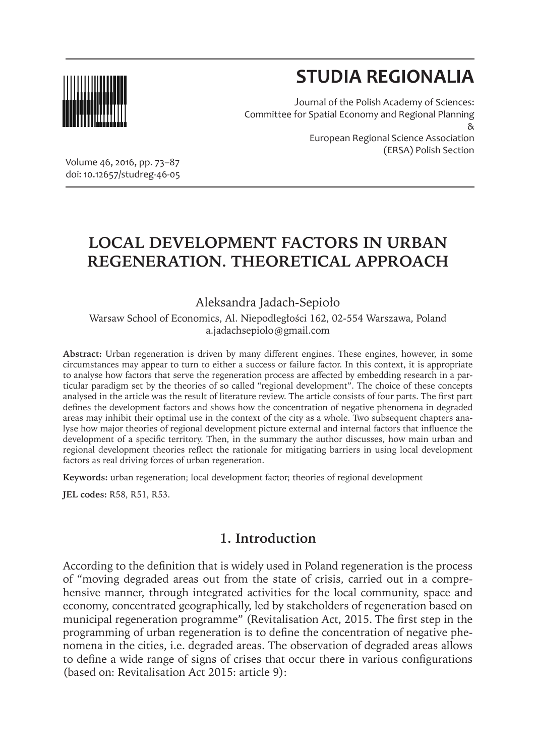# STUDIA REGIONALIA

Journal of the Polish Academy of Sciences:
Committee for Spatial Economy and Regional Planning
&
European Regional Science Association
(ERSA) Polish Section

Volume 46, 2016, pp. 73–87
doi: 10.12657/studreg-46-05

## LOCAL DEVELOPMENT FACTORS IN URBAN REGENERATION. THEORETICAL APPROACH

Aleksandra Jadach-Sepioło

Warsaw School of Economics, Al. Niepodległości 162, 02-554 Warszawa, Poland
a.jadachsepiolo@gmail.com

**Abstract:** Urban regeneration is driven by many different engines. These engines, however, in some circumstances may appear to turn to either a success or failure factor. In this context, it is appropriate to analyse how factors that serve the regeneration process are affected by embedding research in a particular paradigm set by the theories of so called "regional development". The choice of these concepts analysed in the article was the result of literature review. The article consists of four parts. The first part defines the development factors and shows how the concentration of negative phenomena in degraded areas may inhibit their optimal use in the context of the city as a whole. Two subsequent chapters analyse how major theories of regional development picture external and internal factors that influence the development of a specific territory. Then, in the summary the author discusses, how main urban and regional development theories reflect the rationale for mitigating barriers in using local development factors as real driving forces of urban regeneration.

**Keywords:** urban regeneration; local development factor; theories of regional development

**JEL codes:** R58, R51, R53.

## 1. Introduction

According to the definition that is widely used in Poland regeneration is the process of "moving degraded areas out from the state of crisis, carried out in a comprehensive manner, through integrated activities for the local community, space and economy, concentrated geographically, led by stakeholders of regeneration based on municipal regeneration programme" (Revitalisation Act, 2015. The first step in the programming of urban regeneration is to define the concentration of negative phenomena in the cities, i.e. degraded areas. The observation of degraded areas allows to define a wide range of signs of crises that occur there in various configurations (based on: Revitalisation Act 2015: article 9):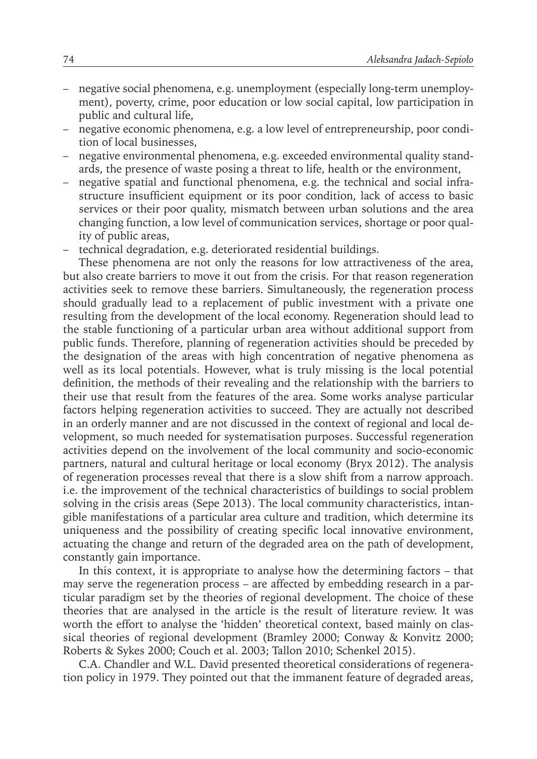- negative social phenomena, e.g. unemployment (especially long-term unemployment), poverty, crime, poor education or low social capital, low participation in public and cultural life,
- negative economic phenomena, e.g. a low level of entrepreneurship, poor condition of local businesses,
- negative environmental phenomena, e.g. exceeded environmental quality standards, the presence of waste posing a threat to life, health or the environment,
- negative spatial and functional phenomena, e.g. the technical and social infrastructure insufficient equipment or its poor condition, lack of access to basic services or their poor quality, mismatch between urban solutions and the area changing function, a low level of communication services, shortage or poor quality of public areas,
- technical degradation, e.g. deteriorated residential buildings.

These phenomena are not only the reasons for low attractiveness of the area, but also create barriers to move it out from the crisis. For that reason regeneration activities seek to remove these barriers. Simultaneously, the regeneration process should gradually lead to a replacement of public investment with a private one resulting from the development of the local economy. Regeneration should lead to the stable functioning of a particular urban area without additional support from public funds. Therefore, planning of regeneration activities should be preceded by the designation of the areas with high concentration of negative phenomena as well as its local potentials. However, what is truly missing is the local potential definition, the methods of their revealing and the relationship with the barriers to their use that result from the features of the area. Some works analyse particular factors helping regeneration activities to succeed. They are actually not described in an orderly manner and are not discussed in the context of regional and local development, so much needed for systematisation purposes. Successful regeneration activities depend on the involvement of the local community and socio-economic partners, natural and cultural heritage or local economy (Bryx 2012). The analysis of regeneration processes reveal that there is a slow shift from a narrow approach. i.e. the improvement of the technical characteristics of buildings to social problem solving in the crisis areas (Sepe 2013). The local community characteristics, intangible manifestations of a particular area culture and tradition, which determine its uniqueness and the possibility of creating specific local innovative environment, actuating the change and return of the degraded area on the path of development, constantly gain importance.

In this context, it is appropriate to analyse how the determining factors – that may serve the regeneration process – are affected by embedding research in a particular paradigm set by the theories of regional development. The choice of these theories that are analysed in the article is the result of literature review. It was worth the effort to analyse the 'hidden' theoretical context, based mainly on classical theories of regional development (Bramley 2000; Conway & Konvitz 2000; Roberts & Sykes 2000; Couch et al. 2003; Tallon 2010; Schenkel 2015).

C.A. Chandler and W.L. David presented theoretical considerations of regeneration policy in 1979. They pointed out that the immanent feature of degraded areas,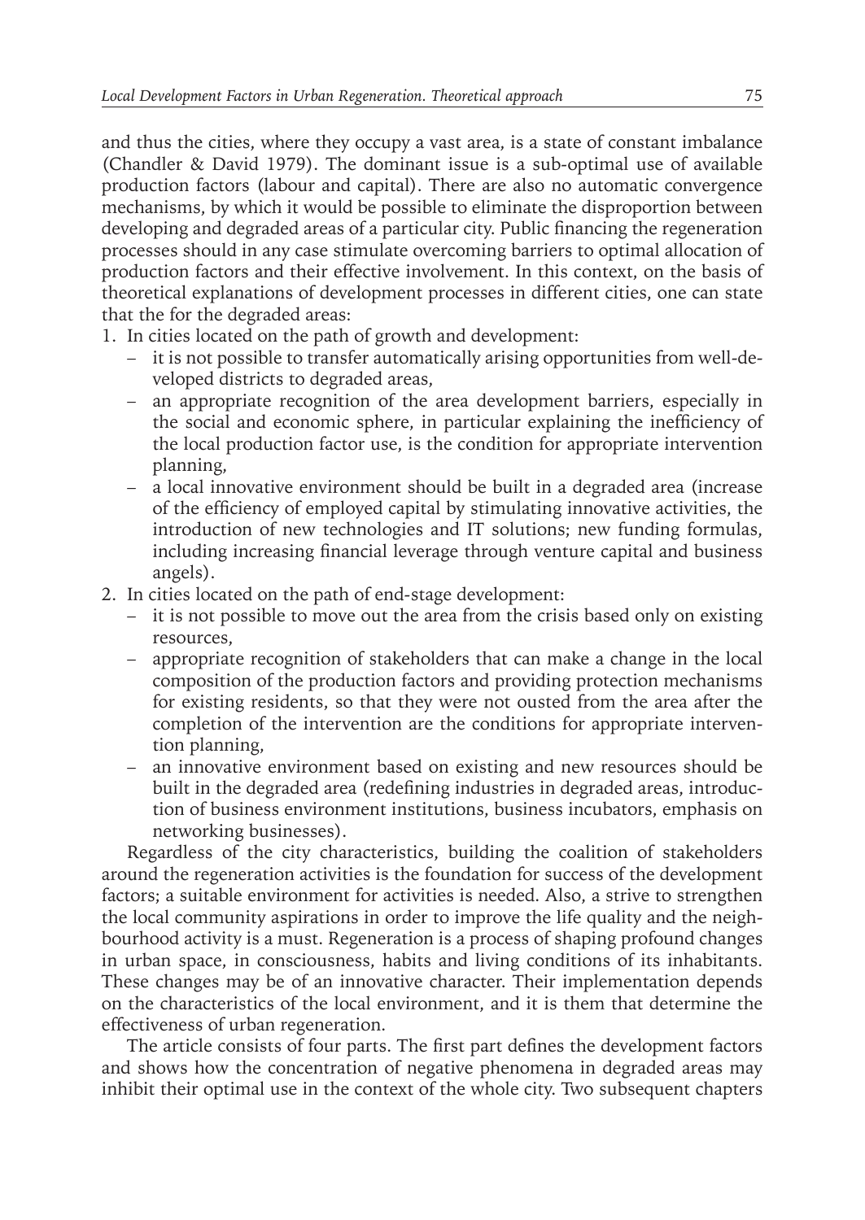and thus the cities, where they occupy a vast area, is a state of constant imbalance (Chandler & David 1979). The dominant issue is a sub-optimal use of available production factors (labour and capital). There are also no automatic convergence mechanisms, by which it would be possible to eliminate the disproportion between developing and degraded areas of a particular city. Public financing the regeneration processes should in any case stimulate overcoming barriers to optimal allocation of production factors and their effective involvement. In this context, on the basis of theoretical explanations of development processes in different cities, one can state that the for the degraded areas:

1. In cities located on the path of growth and development:
   - it is not possible to transfer automatically arising opportunities from well-developed districts to degraded areas,
   - an appropriate recognition of the area development barriers, especially in the social and economic sphere, in particular explaining the inefficiency of the local production factor use, is the condition for appropriate intervention planning,
   - a local innovative environment should be built in a degraded area (increase of the efficiency of employed capital by stimulating innovative activities, the introduction of new technologies and IT solutions; new funding formulas, including increasing financial leverage through venture capital and business angels).
2. In cities located on the path of end-stage development:
   - it is not possible to move out the area from the crisis based only on existing resources,
   - appropriate recognition of stakeholders that can make a change in the local composition of the production factors and providing protection mechanisms for existing residents, so that they were not ousted from the area after the completion of the intervention are the conditions for appropriate intervention planning,
   - an innovative environment based on existing and new resources should be built in the degraded area (redefining industries in degraded areas, introduction of business environment institutions, business incubators, emphasis on networking businesses).

Regardless of the city characteristics, building the coalition of stakeholders around the regeneration activities is the foundation for success of the development factors; a suitable environment for activities is needed. Also, a strive to strengthen the local community aspirations in order to improve the life quality and the neighbourhood activity is a must. Regeneration is a process of shaping profound changes in urban space, in consciousness, habits and living conditions of its inhabitants. These changes may be of an innovative character. Their implementation depends on the characteristics of the local environment, and it is them that determine the effectiveness of urban regeneration.

The article consists of four parts. The first part defines the development factors and shows how the concentration of negative phenomena in degraded areas may inhibit their optimal use in the context of the whole city. Two subsequent chapters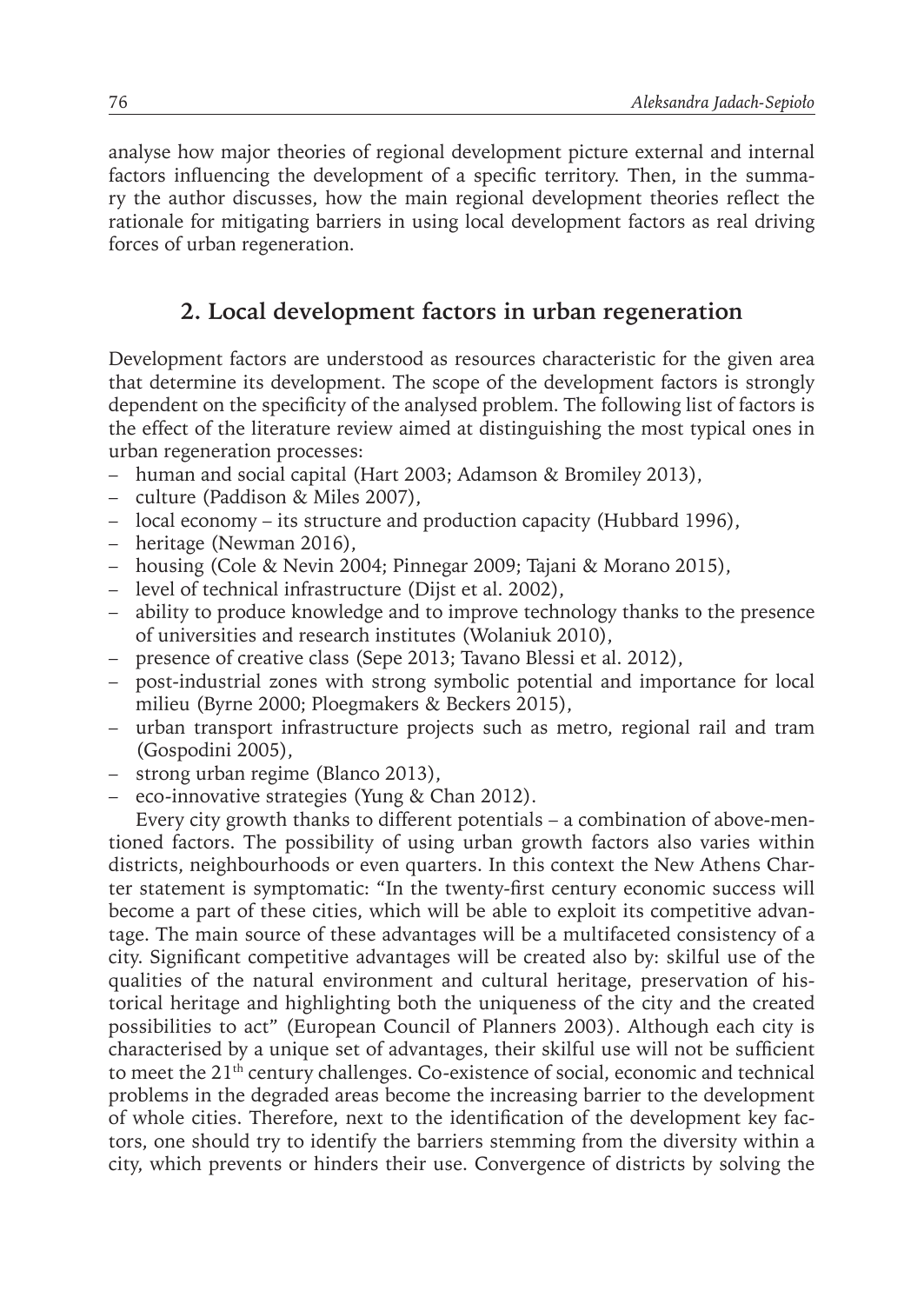analyse how major theories of regional development picture external and internal factors influencing the development of a specific territory. Then, in the summary the author discusses, how the main regional development theories reflect the rationale for mitigating barriers in using local development factors as real driving forces of urban regeneration.

## 2. Local development factors in urban regeneration

Development factors are understood as resources characteristic for the given area that determine its development. The scope of the development factors is strongly dependent on the specificity of the analysed problem. The following list of factors is the effect of the literature review aimed at distinguishing the most typical ones in urban regeneration processes:

- human and social capital (Hart 2003; Adamson & Bromiley 2013),
- culture (Paddison & Miles 2007),
- local economy – its structure and production capacity (Hubbard 1996),
- heritage (Newman 2016),
- housing (Cole & Nevin 2004; Pinnegar 2009; Tajani & Morano 2015),
- level of technical infrastructure (Dijst et al. 2002),
- ability to produce knowledge and to improve technology thanks to the presence of universities and research institutes (Wolaniuk 2010),
- presence of creative class (Sepe 2013; Tavano Blessi et al. 2012),
- post-industrial zones with strong symbolic potential and importance for local milieu (Byrne 2000; Ploegmakers & Beckers 2015),
- urban transport infrastructure projects such as metro, regional rail and tram (Gospodini 2005),
- strong urban regime (Blanco 2013),
- eco-innovative strategies (Yung & Chan 2012).

Every city growth thanks to different potentials – a combination of above-mentioned factors. The possibility of using urban growth factors also varies within districts, neighbourhoods or even quarters. In this context the New Athens Charter statement is symptomatic: "In the twenty-first century economic success will become a part of these cities, which will be able to exploit its competitive advantage. The main source of these advantages will be a multifaceted consistency of a city. Significant competitive advantages will be created also by: skilful use of the qualities of the natural environment and cultural heritage, preservation of historical heritage and highlighting both the uniqueness of the city and the created possibilities to act" (European Council of Planners 2003). Although each city is characterised by a unique set of advantages, their skilful use will not be sufficient to meet the 21th century challenges. Co-existence of social, economic and technical problems in the degraded areas become the increasing barrier to the development of whole cities. Therefore, next to the identification of the development key factors, one should try to identify the barriers stemming from the diversity within a city, which prevents or hinders their use. Convergence of districts by solving the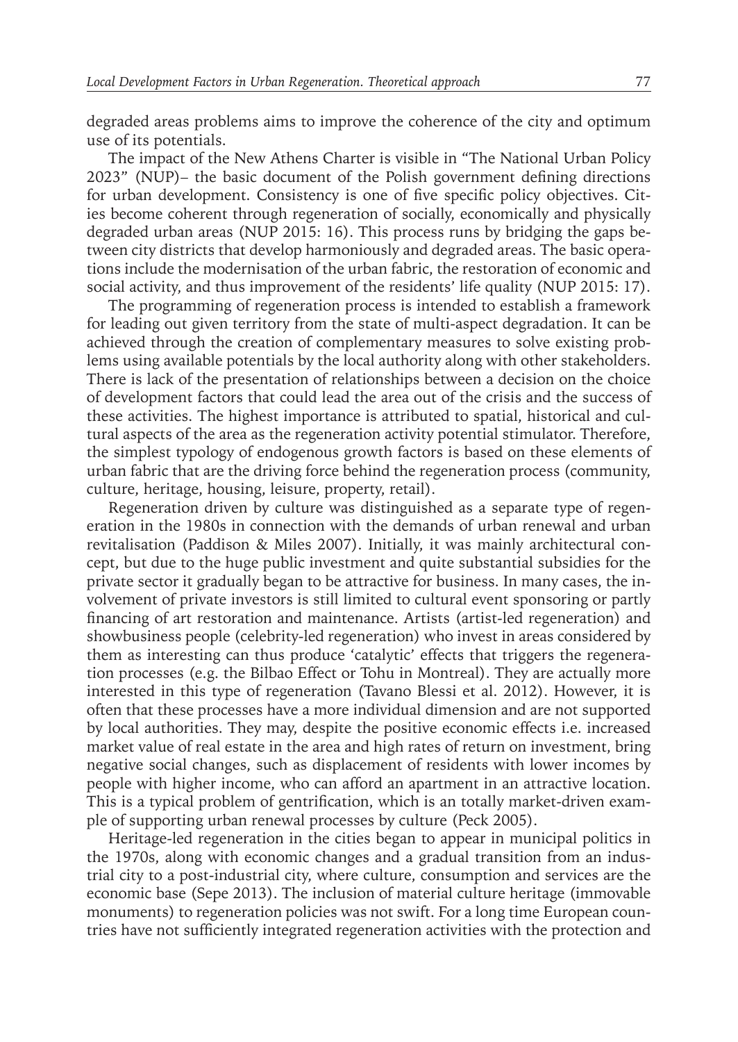degraded areas problems aims to improve the coherence of the city and optimum use of its potentials.

The impact of the New Athens Charter is visible in "The National Urban Policy 2023" (NUP)– the basic document of the Polish government defining directions for urban development. Consistency is one of five specific policy objectives. Cities become coherent through regeneration of socially, economically and physically degraded urban areas (NUP 2015: 16). This process runs by bridging the gaps between city districts that develop harmoniously and degraded areas. The basic operations include the modernisation of the urban fabric, the restoration of economic and social activity, and thus improvement of the residents' life quality (NUP 2015: 17).

The programming of regeneration process is intended to establish a framework for leading out given territory from the state of multi-aspect degradation. It can be achieved through the creation of complementary measures to solve existing problems using available potentials by the local authority along with other stakeholders. There is lack of the presentation of relationships between a decision on the choice of development factors that could lead the area out of the crisis and the success of these activities. The highest importance is attributed to spatial, historical and cultural aspects of the area as the regeneration activity potential stimulator. Therefore, the simplest typology of endogenous growth factors is based on these elements of urban fabric that are the driving force behind the regeneration process (community, culture, heritage, housing, leisure, property, retail).

Regeneration driven by culture was distinguished as a separate type of regeneration in the 1980s in connection with the demands of urban renewal and urban revitalisation (Paddison & Miles 2007). Initially, it was mainly architectural concept, but due to the huge public investment and quite substantial subsidies for the private sector it gradually began to be attractive for business. In many cases, the involvement of private investors is still limited to cultural event sponsoring or partly financing of art restoration and maintenance. Artists (artist-led regeneration) and showbusiness people (celebrity-led regeneration) who invest in areas considered by them as interesting can thus produce 'catalytic' effects that triggers the regeneration processes (e.g. the Bilbao Effect or Tohu in Montreal). They are actually more interested in this type of regeneration (Tavano Blessi et al. 2012). However, it is often that these processes have a more individual dimension and are not supported by local authorities. They may, despite the positive economic effects i.e. increased market value of real estate in the area and high rates of return on investment, bring negative social changes, such as displacement of residents with lower incomes by people with higher income, who can afford an apartment in an attractive location. This is a typical problem of gentrification, which is an totally market-driven example of supporting urban renewal processes by culture (Peck 2005).

Heritage-led regeneration in the cities began to appear in municipal politics in the 1970s, along with economic changes and a gradual transition from an industrial city to a post-industrial city, where culture, consumption and services are the economic base (Sepe 2013). The inclusion of material culture heritage (immovable monuments) to regeneration policies was not swift. For a long time European countries have not sufficiently integrated regeneration activities with the protection and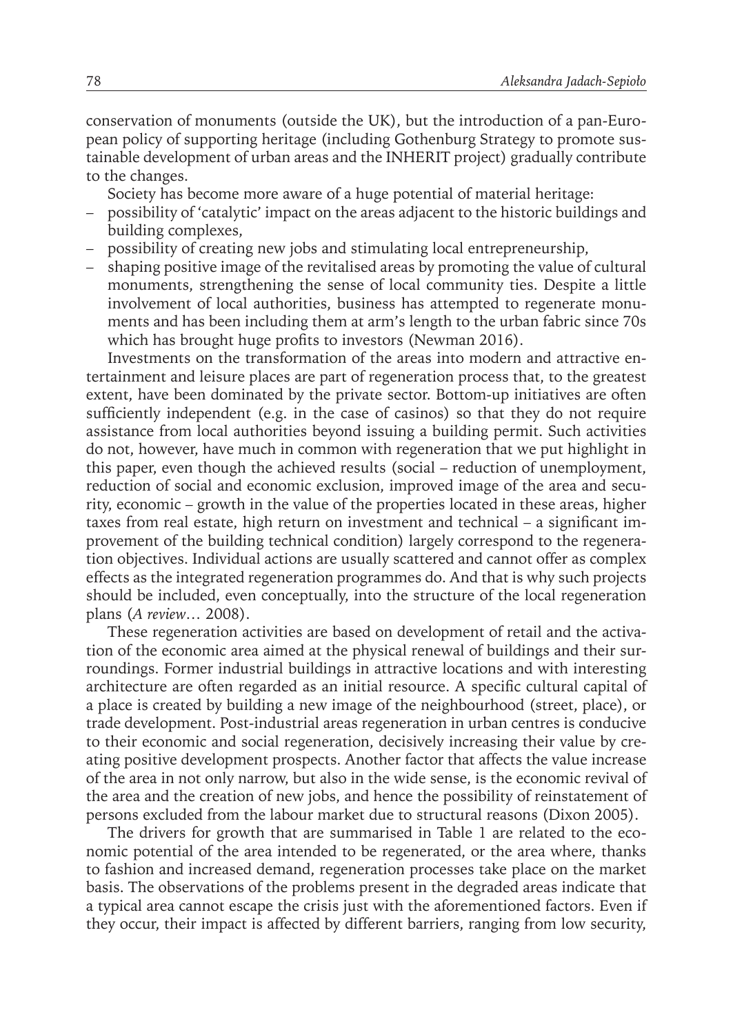conservation of monuments (outside the UK), but the introduction of a pan-European policy of supporting heritage (including Gothenburg Strategy to promote sustainable development of urban areas and the INHERIT project) gradually contribute to the changes.

Society has become more aware of a huge potential of material heritage:

- possibility of 'catalytic' impact on the areas adjacent to the historic buildings and building complexes,
- possibility of creating new jobs and stimulating local entrepreneurship,
- shaping positive image of the revitalised areas by promoting the value of cultural monuments, strengthening the sense of local community ties. Despite a little involvement of local authorities, business has attempted to regenerate monuments and has been including them at arm's length to the urban fabric since 70s which has brought huge profits to investors (Newman 2016).

Investments on the transformation of the areas into modern and attractive entertainment and leisure places are part of regeneration process that, to the greatest extent, have been dominated by the private sector. Bottom-up initiatives are often sufficiently independent (e.g. in the case of casinos) so that they do not require assistance from local authorities beyond issuing a building permit. Such activities do not, however, have much in common with regeneration that we put highlight in this paper, even though the achieved results (social – reduction of unemployment, reduction of social and economic exclusion, improved image of the area and security, economic – growth in the value of the properties located in these areas, higher taxes from real estate, high return on investment and technical – a significant improvement of the building technical condition) largely correspond to the regeneration objectives. Individual actions are usually scattered and cannot offer as complex effects as the integrated regeneration programmes do. And that is why such projects should be included, even conceptually, into the structure of the local regeneration plans (*A review*… 2008).

These regeneration activities are based on development of retail and the activation of the economic area aimed at the physical renewal of buildings and their surroundings. Former industrial buildings in attractive locations and with interesting architecture are often regarded as an initial resource. A specific cultural capital of a place is created by building a new image of the neighbourhood (street, place), or trade development. Post-industrial areas regeneration in urban centres is conducive to their economic and social regeneration, decisively increasing their value by creating positive development prospects. Another factor that affects the value increase of the area in not only narrow, but also in the wide sense, is the economic revival of the area and the creation of new jobs, and hence the possibility of reinstatement of persons excluded from the labour market due to structural reasons (Dixon 2005).

The drivers for growth that are summarised in Table 1 are related to the economic potential of the area intended to be regenerated, or the area where, thanks to fashion and increased demand, regeneration processes take place on the market basis. The observations of the problems present in the degraded areas indicate that a typical area cannot escape the crisis just with the aforementioned factors. Even if they occur, their impact is affected by different barriers, ranging from low security,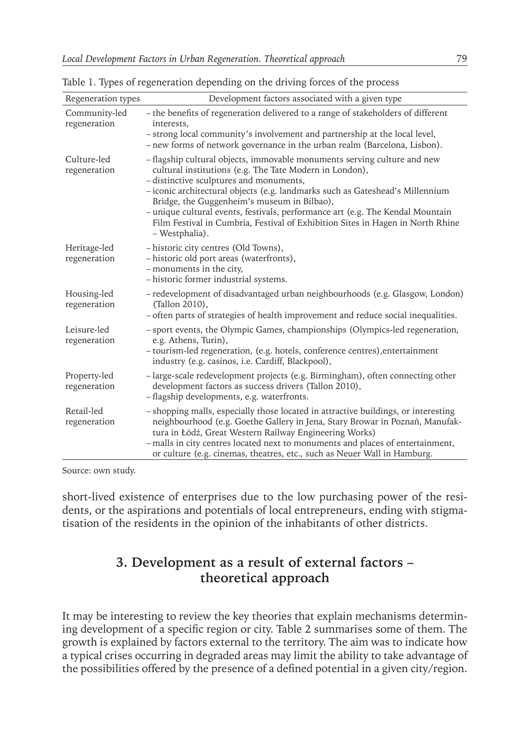Table 1. Types of regeneration depending on the driving forces of the process

| Regeneration types | Development factors associated with a given type |
|---|---|
| Community-led regeneration | – the benefits of regeneration delivered to a range of stakeholders of different interests,<br>– strong local community's involvement and partnership at the local level,<br>– new forms of network governance in the urban realm (Barcelona, Lisbon). |
| Culture-led regeneration | – flagship cultural objects, immovable monuments serving culture and new cultural institutions (e.g. The Tate Modern in London),<br>– distinctive sculptures and monuments,<br>– iconic architectural objects (e.g. landmarks such as Gateshead's Millennium Bridge, the Guggenheim's museum in Bilbao),<br>– unique cultural events, festivals, performance art (e.g. The Kendal Mountain Film Festival in Cumbria, Festival of Exhibition Sites in Hagen in North Rhine – Westphalia). |
| Heritage-led regeneration | – historic city centres (Old Towns),<br>– historic old port areas (waterfronts),<br>– monuments in the city,<br>– historic former industrial systems. |
| Housing-led regeneration | – redevelopment of disadvantaged urban neighbourhoods (e.g. Glasgow, London) (Tallon 2010),<br>– often parts of strategies of health improvement and reduce social inequalities. |
| Leisure-led regeneration | – sport events, the Olympic Games, championships (Olympics-led regeneration, e.g. Athens, Turin),<br>– tourism-led regeneration, (e.g. hotels, conference centres),entertainment industry (e.g. casinos, i.e. Cardiff, Blackpool), |
| Property-led regeneration | – large-scale redevelopment projects (e.g. Birmingham), often connecting other development factors as success drivers (Tallon 2010),<br>– flagship developments, e.g. waterfronts. |
| Retail-led regeneration | – shopping malls, especially those located in attractive buildings, or interesting neighbourhood (e.g. Goethe Gallery in Jena, Stary Browar in Poznań, Manufaktura in Łódź, Great Western Railway Engineering Works)<br>– malls in city centres located next to monuments and places of entertainment, or culture (e.g. cinemas, theatres, etc., such as Neuer Wall in Hamburg. |

Source: own study.

short-lived existence of enterprises due to the low purchasing power of the residents, or the aspirations and potentials of local entrepreneurs, ending with stigmatisation of the residents in the opinion of the inhabitants of other districts.

## 3. Development as a result of external factors – theoretical approach

It may be interesting to review the key theories that explain mechanisms determining development of a specific region or city. Table 2 summarises some of them. The growth is explained by factors external to the territory. The aim was to indicate how a typical crises occurring in degraded areas may limit the ability to take advantage of the possibilities offered by the presence of a defined potential in a given city/region.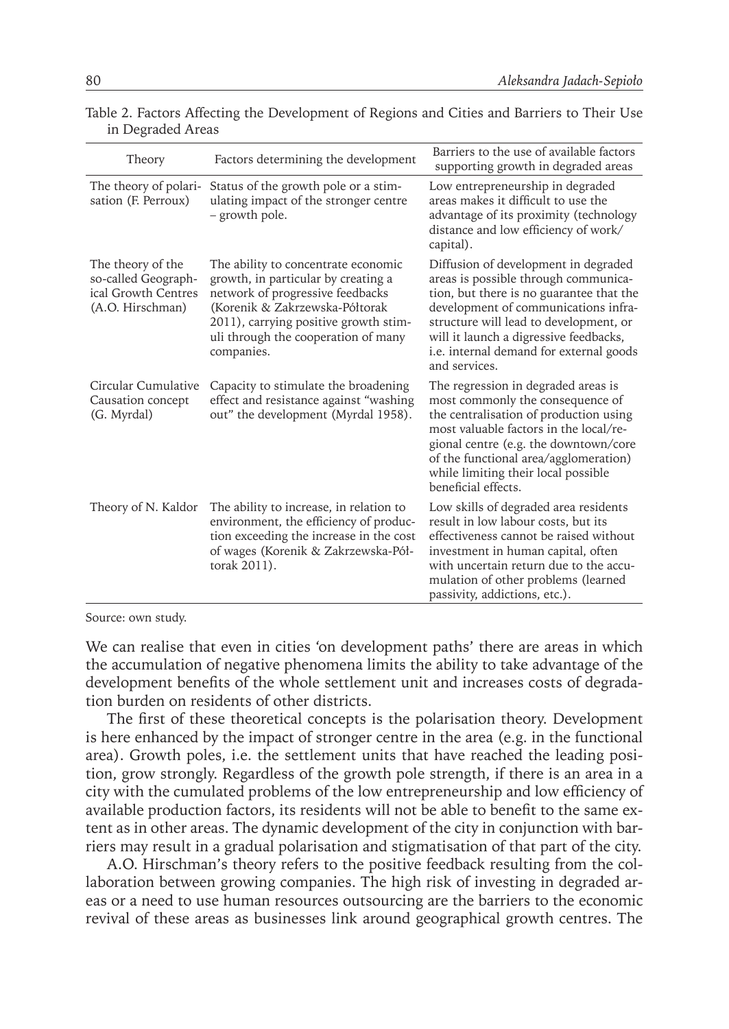Table 2. Factors Affecting the Development of Regions and Cities and Barriers to Their Use in Degraded Areas

| Theory | Factors determining the development | Barriers to the use of available factors supporting growth in degraded areas |
|---|---|---|
| The theory of polarisation (F. Perroux) | Status of the growth pole or a stimulating impact of the stronger centre – growth pole. | Low entrepreneurship in degraded areas makes it difficult to use the advantage of its proximity (technology distance and low efficiency of work/capital). |
| The theory of the so-called Geographical Growth Centres (A.O. Hirschman) | The ability to concentrate economic growth, in particular by creating a network of progressive feedbacks (Korenik & Zakrzewska-Półtorak 2011), carrying positive growth stimuli through the cooperation of many companies. | Diffusion of development in degraded areas is possible through communication, but there is no guarantee that the development of communications infrastructure will lead to development, or will it launch a digressive feedbacks, i.e. internal demand for external goods and services. |
| Circular Cumulative Causation concept (G. Myrdal) | Capacity to stimulate the broadening effect and resistance against "washing out" the development (Myrdal 1958). | The regression in degraded areas is most commonly the consequence of the centralisation of production using most valuable factors in the local/regional centre (e.g. the downtown/core of the functional area/agglomeration) while limiting their local possible beneficial effects. |
| Theory of N. Kaldor | The ability to increase, in relation to environment, the efficiency of production exceeding the increase in the cost of wages (Korenik & Zakrzewska-Półtorak 2011). | Low skills of degraded area residents result in low labour costs, but its effectiveness cannot be raised without investment in human capital, often with uncertain return due to the accumulation of other problems (learned passivity, addictions, etc.). |

Source: own study.

We can realise that even in cities 'on development paths' there are areas in which the accumulation of negative phenomena limits the ability to take advantage of the development benefits of the whole settlement unit and increases costs of degradation burden on residents of other districts.

The first of these theoretical concepts is the polarisation theory. Development is here enhanced by the impact of stronger centre in the area (e.g. in the functional area). Growth poles, i.e. the settlement units that have reached the leading position, grow strongly. Regardless of the growth pole strength, if there is an area in a city with the cumulated problems of the low entrepreneurship and low efficiency of available production factors, its residents will not be able to benefit to the same extent as in other areas. The dynamic development of the city in conjunction with barriers may result in a gradual polarisation and stigmatisation of that part of the city.

A.O. Hirschman's theory refers to the positive feedback resulting from the collaboration between growing companies. The high risk of investing in degraded areas or a need to use human resources outsourcing are the barriers to the economic revival of these areas as businesses link around geographical growth centres. The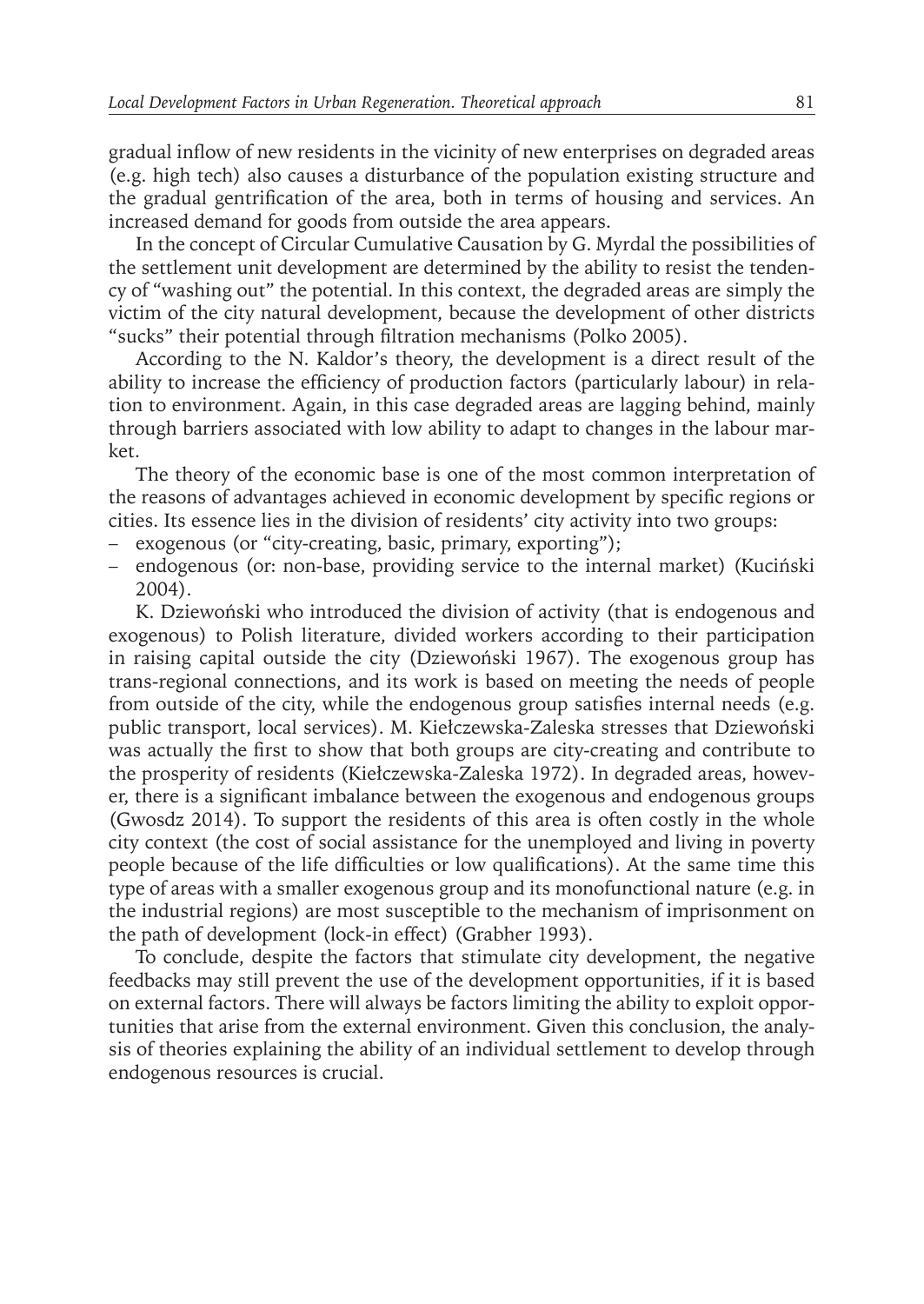gradual inflow of new residents in the vicinity of new enterprises on degraded areas (e.g. high tech) also causes a disturbance of the population existing structure and the gradual gentrification of the area, both in terms of housing and services. An increased demand for goods from outside the area appears.

In the concept of Circular Cumulative Causation by G. Myrdal the possibilities of the settlement unit development are determined by the ability to resist the tendency of "washing out" the potential. In this context, the degraded areas are simply the victim of the city natural development, because the development of other districts "sucks" their potential through filtration mechanisms (Polko 2005).

According to the N. Kaldor's theory, the development is a direct result of the ability to increase the efficiency of production factors (particularly labour) in relation to environment. Again, in this case degraded areas are lagging behind, mainly through barriers associated with low ability to adapt to changes in the labour market.

The theory of the economic base is one of the most common interpretation of the reasons of advantages achieved in economic development by specific regions or cities. Its essence lies in the division of residents' city activity into two groups:

- exogenous (or "city-creating, basic, primary, exporting");
- endogenous (or: non-base, providing service to the internal market) (Kuciński 2004).

K. Dziewoński who introduced the division of activity (that is endogenous and exogenous) to Polish literature, divided workers according to their participation in raising capital outside the city (Dziewoński 1967). The exogenous group has trans-regional connections, and its work is based on meeting the needs of people from outside of the city, while the endogenous group satisfies internal needs (e.g. public transport, local services). M. Kiełczewska-Zaleska stresses that Dziewoński was actually the first to show that both groups are city-creating and contribute to the prosperity of residents (Kiełczewska-Zaleska 1972). In degraded areas, however, there is a significant imbalance between the exogenous and endogenous groups (Gwosdz 2014). To support the residents of this area is often costly in the whole city context (the cost of social assistance for the unemployed and living in poverty people because of the life difficulties or low qualifications). At the same time this type of areas with a smaller exogenous group and its monofunctional nature (e.g. in the industrial regions) are most susceptible to the mechanism of imprisonment on the path of development (lock-in effect) (Grabher 1993).

To conclude, despite the factors that stimulate city development, the negative feedbacks may still prevent the use of the development opportunities, if it is based on external factors. There will always be factors limiting the ability to exploit opportunities that arise from the external environment. Given this conclusion, the analysis of theories explaining the ability of an individual settlement to develop through endogenous resources is crucial.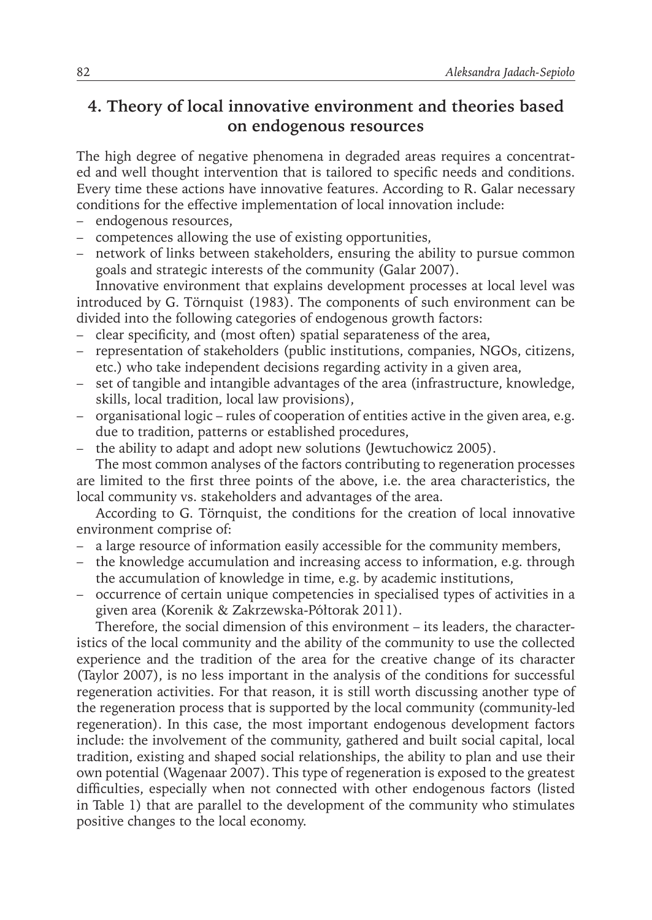## 4. Theory of local innovative environment and theories based on endogenous resources

The high degree of negative phenomena in degraded areas requires a concentrated and well thought intervention that is tailored to specific needs and conditions. Every time these actions have innovative features. According to R. Galar necessary conditions for the effective implementation of local innovation include:

- endogenous resources,
- competences allowing the use of existing opportunities,
- network of links between stakeholders, ensuring the ability to pursue common goals and strategic interests of the community (Galar 2007).

Innovative environment that explains development processes at local level was introduced by G. Törnquist (1983). The components of such environment can be divided into the following categories of endogenous growth factors:

- clear specificity, and (most often) spatial separateness of the area,
- representation of stakeholders (public institutions, companies, NGOs, citizens, etc.) who take independent decisions regarding activity in a given area,
- set of tangible and intangible advantages of the area (infrastructure, knowledge, skills, local tradition, local law provisions),
- organisational logic – rules of cooperation of entities active in the given area, e.g. due to tradition, patterns or established procedures,
- the ability to adapt and adopt new solutions (Jewtuchowicz 2005).

The most common analyses of the factors contributing to regeneration processes are limited to the first three points of the above, i.e. the area characteristics, the local community vs. stakeholders and advantages of the area.

According to G. Törnquist, the conditions for the creation of local innovative environment comprise of:

- a large resource of information easily accessible for the community members,
- the knowledge accumulation and increasing access to information, e.g. through the accumulation of knowledge in time, e.g. by academic institutions,
- occurrence of certain unique competencies in specialised types of activities in a given area (Korenik & Zakrzewska-Półtorak 2011).

Therefore, the social dimension of this environment – its leaders, the characteristics of the local community and the ability of the community to use the collected experience and the tradition of the area for the creative change of its character (Taylor 2007), is no less important in the analysis of the conditions for successful regeneration activities. For that reason, it is still worth discussing another type of the regeneration process that is supported by the local community (community-led regeneration). In this case, the most important endogenous development factors include: the involvement of the community, gathered and built social capital, local tradition, existing and shaped social relationships, the ability to plan and use their own potential (Wagenaar 2007). This type of regeneration is exposed to the greatest difficulties, especially when not connected with other endogenous factors (listed in Table 1) that are parallel to the development of the community who stimulates positive changes to the local economy.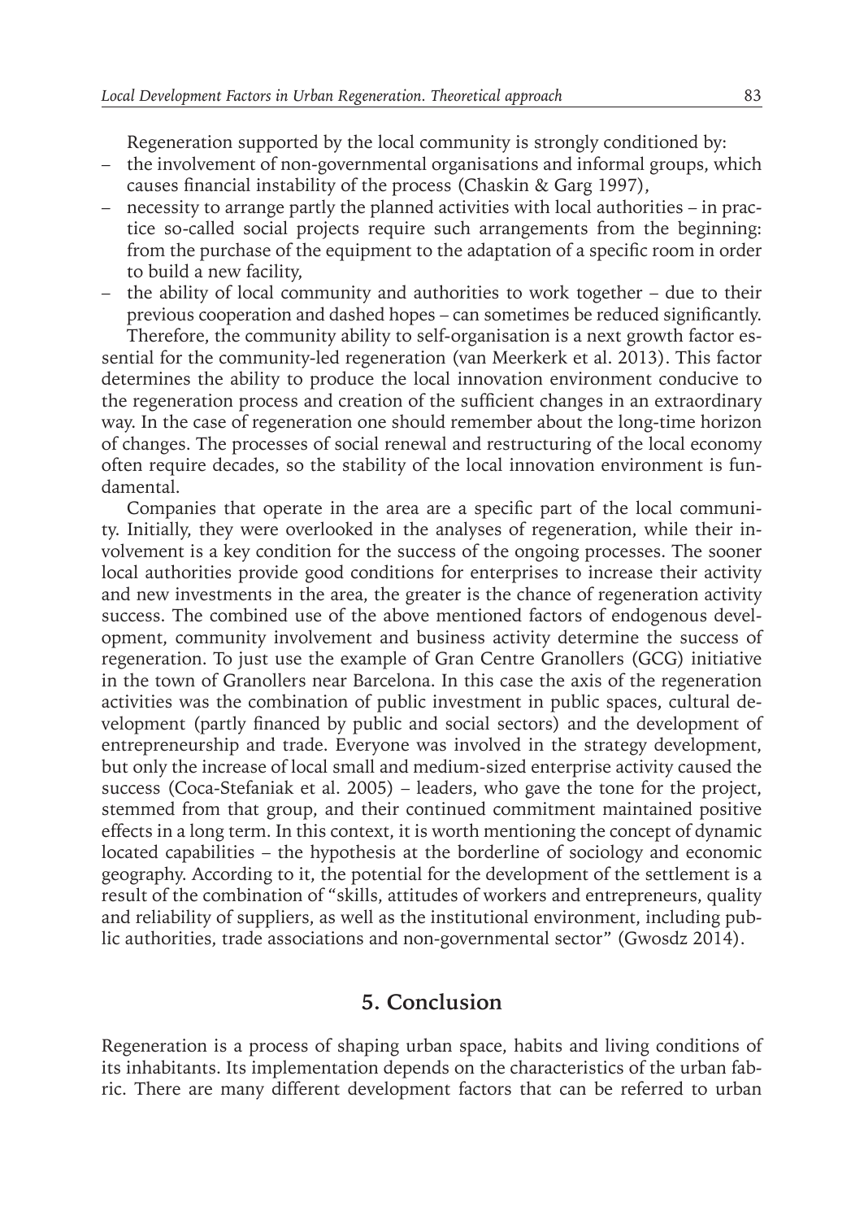Regeneration supported by the local community is strongly conditioned by:

- the involvement of non-governmental organisations and informal groups, which causes financial instability of the process (Chaskin & Garg 1997),
- necessity to arrange partly the planned activities with local authorities – in practice so-called social projects require such arrangements from the beginning: from the purchase of the equipment to the adaptation of a specific room in order to build a new facility,
- the ability of local community and authorities to work together – due to their previous cooperation and dashed hopes – can sometimes be reduced significantly.

Therefore, the community ability to self-organisation is a next growth factor essential for the community-led regeneration (van Meerkerk et al. 2013). This factor determines the ability to produce the local innovation environment conducive to the regeneration process and creation of the sufficient changes in an extraordinary way. In the case of regeneration one should remember about the long-time horizon of changes. The processes of social renewal and restructuring of the local economy often require decades, so the stability of the local innovation environment is fundamental.

Companies that operate in the area are a specific part of the local community. Initially, they were overlooked in the analyses of regeneration, while their involvement is a key condition for the success of the ongoing processes. The sooner local authorities provide good conditions for enterprises to increase their activity and new investments in the area, the greater is the chance of regeneration activity success. The combined use of the above mentioned factors of endogenous development, community involvement and business activity determine the success of regeneration. To just use the example of Gran Centre Granollers (GCG) initiative in the town of Granollers near Barcelona. In this case the axis of the regeneration activities was the combination of public investment in public spaces, cultural development (partly financed by public and social sectors) and the development of entrepreneurship and trade. Everyone was involved in the strategy development, but only the increase of local small and medium-sized enterprise activity caused the success (Coca-Stefaniak et al. 2005) – leaders, who gave the tone for the project, stemmed from that group, and their continued commitment maintained positive effects in a long term. In this context, it is worth mentioning the concept of dynamic located capabilities – the hypothesis at the borderline of sociology and economic geography. According to it, the potential for the development of the settlement is a result of the combination of "skills, attitudes of workers and entrepreneurs, quality and reliability of suppliers, as well as the institutional environment, including public authorities, trade associations and non-governmental sector" (Gwosdz 2014).

## 5. Conclusion

Regeneration is a process of shaping urban space, habits and living conditions of its inhabitants. Its implementation depends on the characteristics of the urban fabric. There are many different development factors that can be referred to urban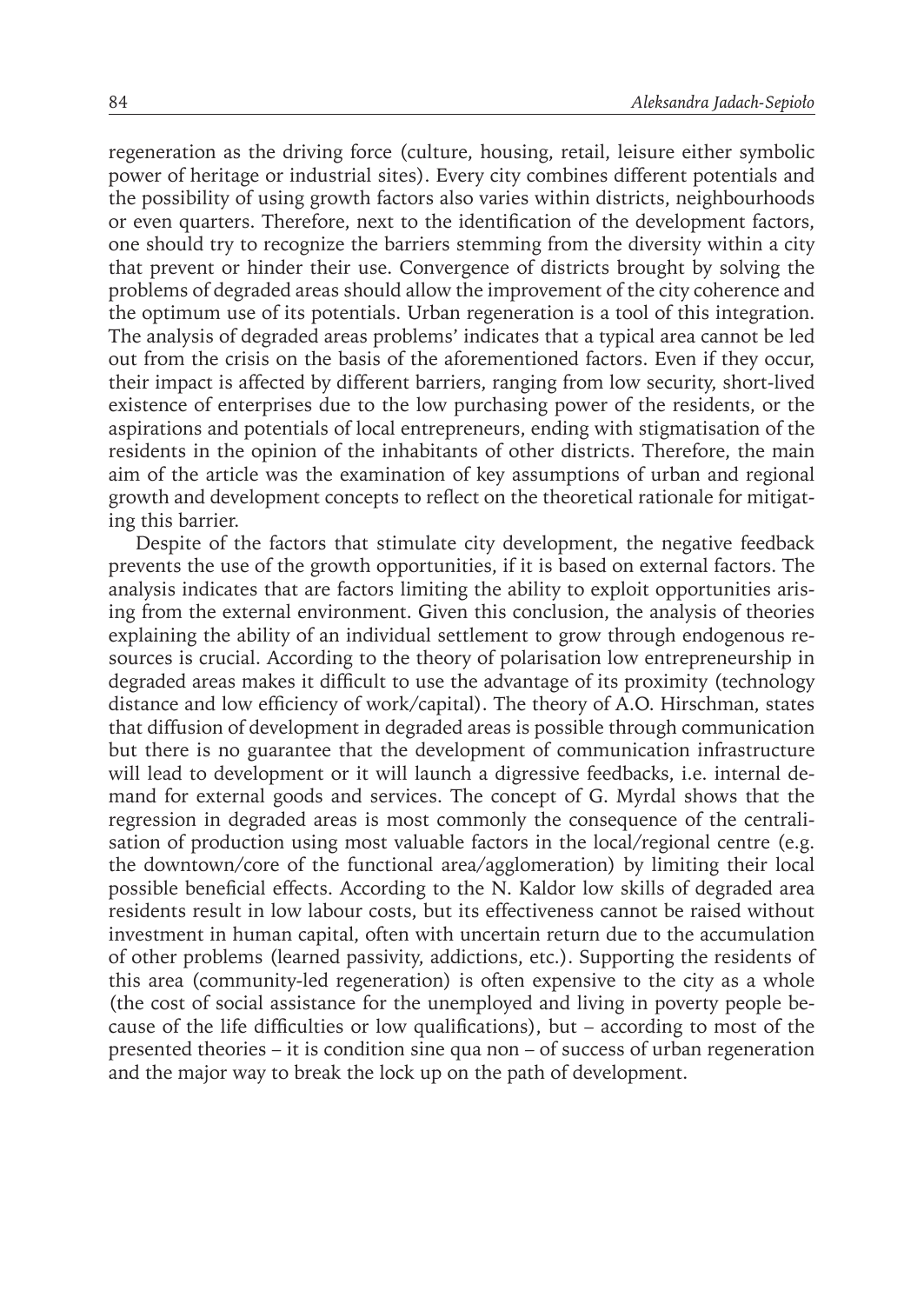regeneration as the driving force (culture, housing, retail, leisure either symbolic power of heritage or industrial sites). Every city combines different potentials and the possibility of using growth factors also varies within districts, neighbourhoods or even quarters. Therefore, next to the identification of the development factors, one should try to recognize the barriers stemming from the diversity within a city that prevent or hinder their use. Convergence of districts brought by solving the problems of degraded areas should allow the improvement of the city coherence and the optimum use of its potentials. Urban regeneration is a tool of this integration. The analysis of degraded areas problems' indicates that a typical area cannot be led out from the crisis on the basis of the aforementioned factors. Even if they occur, their impact is affected by different barriers, ranging from low security, short-lived existence of enterprises due to the low purchasing power of the residents, or the aspirations and potentials of local entrepreneurs, ending with stigmatisation of the residents in the opinion of the inhabitants of other districts. Therefore, the main aim of the article was the examination of key assumptions of urban and regional growth and development concepts to reflect on the theoretical rationale for mitigating this barrier.

Despite of the factors that stimulate city development, the negative feedback prevents the use of the growth opportunities, if it is based on external factors. The analysis indicates that are factors limiting the ability to exploit opportunities arising from the external environment. Given this conclusion, the analysis of theories explaining the ability of an individual settlement to grow through endogenous resources is crucial. According to the theory of polarisation low entrepreneurship in degraded areas makes it difficult to use the advantage of its proximity (technology distance and low efficiency of work/capital). The theory of A.O. Hirschman, states that diffusion of development in degraded areas is possible through communication but there is no guarantee that the development of communication infrastructure will lead to development or it will launch a digressive feedbacks, i.e. internal demand for external goods and services. The concept of G. Myrdal shows that the regression in degraded areas is most commonly the consequence of the centralisation of production using most valuable factors in the local/regional centre (e.g. the downtown/core of the functional area/agglomeration) by limiting their local possible beneficial effects. According to the N. Kaldor low skills of degraded area residents result in low labour costs, but its effectiveness cannot be raised without investment in human capital, often with uncertain return due to the accumulation of other problems (learned passivity, addictions, etc.). Supporting the residents of this area (community-led regeneration) is often expensive to the city as a whole (the cost of social assistance for the unemployed and living in poverty people because of the life difficulties or low qualifications), but – according to most of the presented theories – it is condition sine qua non – of success of urban regeneration and the major way to break the lock up on the path of development.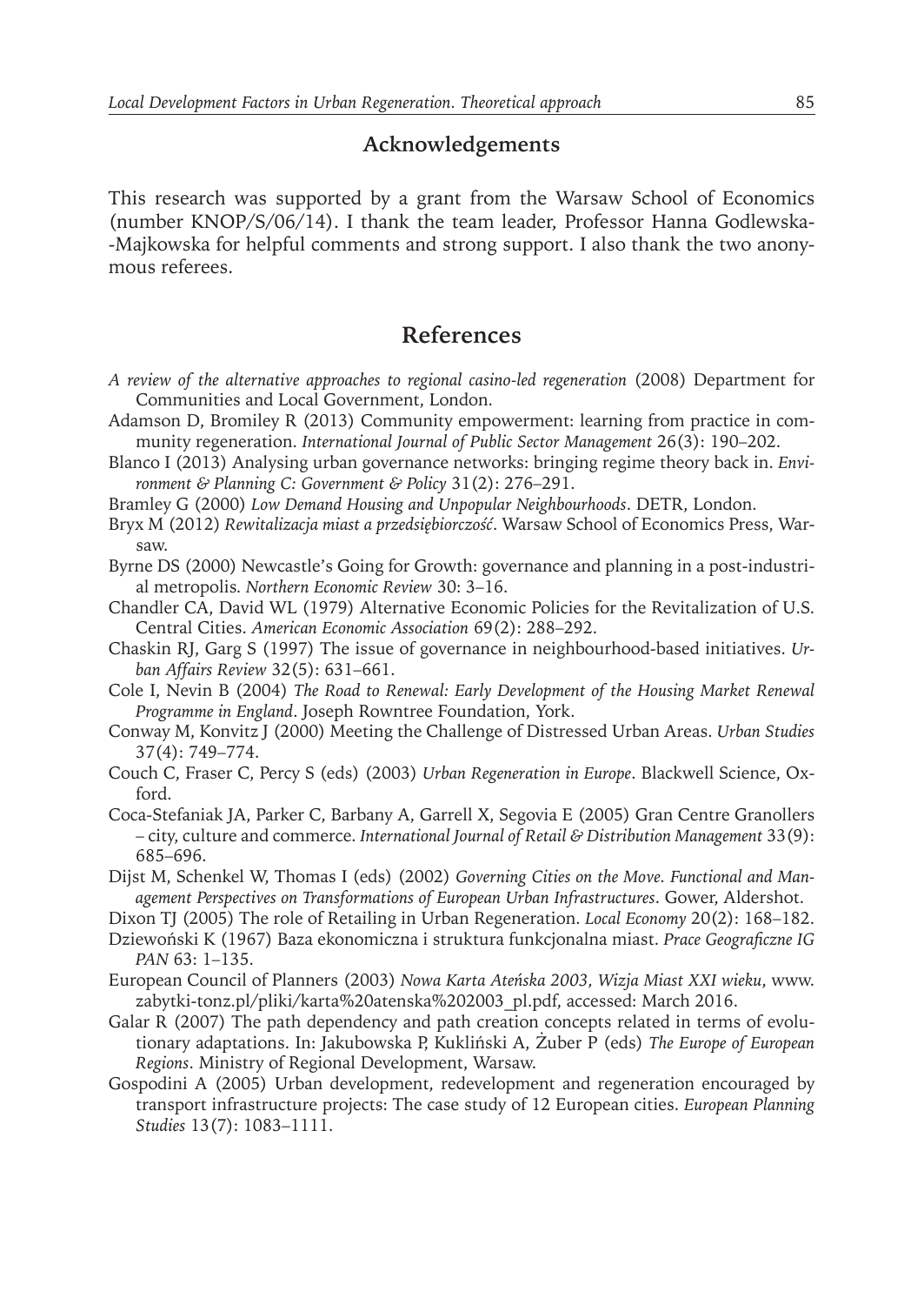## Acknowledgements

This research was supported by a grant from the Warsaw School of Economics (number KNOP/S/06/14). I thank the team leader, Professor Hanna Godlewska-Majkowska for helpful comments and strong support. I also thank the two anonymous referees.

## References

*A review of the alternative approaches to regional casino-led regeneration* (2008) Department for Communities and Local Government, London.

Adamson D, Bromiley R (2013) Community empowerment: learning from practice in community regeneration. *International Journal of Public Sector Management* 26(3): 190–202.

Blanco I (2013) Analysing urban governance networks: bringing regime theory back in. *Environment & Planning C: Government & Policy* 31(2): 276–291.

Bramley G (2000) *Low Demand Housing and Unpopular Neighbourhoods*. DETR, London.

Bryx M (2012) *Rewitalizacja miast a przedsiębiorczość*. Warsaw School of Economics Press, Warsaw.

Byrne DS (2000) Newcastle's Going for Growth: governance and planning in a post-industrial metropolis. *Northern Economic Review* 30: 3–16.

Chandler CA, David WL (1979) Alternative Economic Policies for the Revitalization of U.S. Central Cities. *American Economic Association* 69(2): 288–292.

Chaskin RJ, Garg S (1997) The issue of governance in neighbourhood-based initiatives. *Urban Affairs Review* 32(5): 631–661.

Cole I, Nevin B (2004) *The Road to Renewal: Early Development of the Housing Market Renewal Programme in England*. Joseph Rowntree Foundation, York.

Conway M, Konvitz J (2000) Meeting the Challenge of Distressed Urban Areas. *Urban Studies* 37(4): 749–774.

Couch C, Fraser C, Percy S (eds) (2003) *Urban Regeneration in Europe*. Blackwell Science, Oxford.

Coca-Stefaniak JA, Parker C, Barbany A, Garrell X, Segovia E (2005) Gran Centre Granollers – city, culture and commerce. *International Journal of Retail & Distribution Management* 33(9): 685–696.

Dijst M, Schenkel W, Thomas I (eds) (2002) *Governing Cities on the Move. Functional and Management Perspectives on Transformations of European Urban Infrastructures*. Gower, Aldershot.

Dixon TJ (2005) The role of Retailing in Urban Regeneration. *Local Economy* 20(2): 168–182.

Dziewoński K (1967) Baza ekonomiczna i struktura funkcjonalna miast. *Prace Geograficzne IG PAN* 63: 1–135.

European Council of Planners (2003) *Nowa Karta Ateńska 2003, Wizja Miast XXI wieku*, www.zabytki-tonz.pl/pliki/karta%20atenska%202003_pl.pdf, accessed: March 2016.

Galar R (2007) The path dependency and path creation concepts related in terms of evolutionary adaptations. In: Jakubowska P, Kukliński A, Żuber P (eds) *The Europe of European Regions*. Ministry of Regional Development, Warsaw.

Gospodini A (2005) Urban development, redevelopment and regeneration encouraged by transport infrastructure projects: The case study of 12 European cities. *European Planning Studies* 13(7): 1083–1111.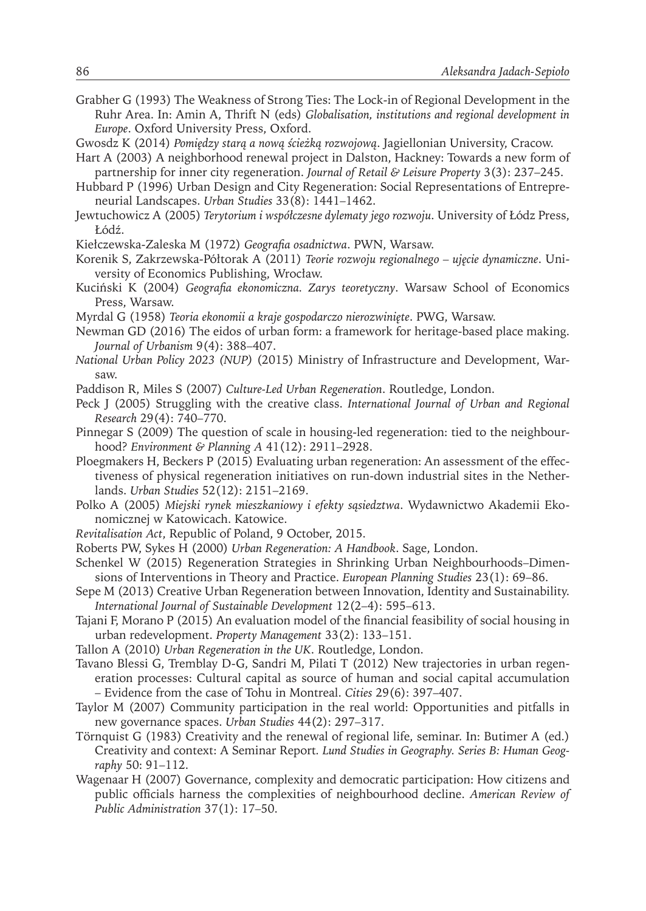Grabher G (1993) The Weakness of Strong Ties: The Lock-in of Regional Development in the Ruhr Area. In: Amin A, Thrift N (eds) *Globalisation, institutions and regional development in Europe*. Oxford University Press, Oxford.

Gwosdz K (2014) *Pomiędzy starą a nową ścieżką rozwojową*. Jagiellonian University, Cracow.

Hart A (2003) A neighborhood renewal project in Dalston, Hackney: Towards a new form of partnership for inner city regeneration. *Journal of Retail & Leisure Property* 3(3): 237–245.

Hubbard P (1996) Urban Design and City Regeneration: Social Representations of Entrepreneurial Landscapes. *Urban Studies* 33(8): 1441–1462.

Jewtuchowicz A (2005) *Terytorium i współczesne dylematy jego rozwoju*. University of Łódz Press, Łódź.

Kiełczewska-Zaleska M (1972) *Geografia osadnictwa*. PWN, Warsaw.

Korenik S, Zakrzewska-Półtorak A (2011) *Teorie rozwoju regionalnego – ujęcie dynamiczne*. University of Economics Publishing, Wrocław.

Kuciński K (2004) *Geografia ekonomiczna. Zarys teoretyczny*. Warsaw School of Economics Press, Warsaw.

Myrdal G (1958) *Teoria ekonomii a kraje gospodarczo nierozwinięte*. PWG, Warsaw.

Newman GD (2016) The eidos of urban form: a framework for heritage-based place making. *Journal of Urbanism* 9(4): 388–407.

*National Urban Policy 2023 (NUP)* (2015) Ministry of Infrastructure and Development, Warsaw.

Paddison R, Miles S (2007) *Culture-Led Urban Regeneration*. Routledge, London.

Peck J (2005) Struggling with the creative class. *International Journal of Urban and Regional Research* 29(4): 740–770.

Pinnegar S (2009) The question of scale in housing-led regeneration: tied to the neighbourhood? *Environment & Planning A* 41(12): 2911–2928.

Ploegmakers H, Beckers P (2015) Evaluating urban regeneration: An assessment of the effectiveness of physical regeneration initiatives on run-down industrial sites in the Netherlands. *Urban Studies* 52(12): 2151–2169.

Polko A (2005) *Miejski rynek mieszkaniowy i efekty sąsiedztwa*. Wydawnictwo Akademii Ekonomicznej w Katowicach. Katowice.

*Revitalisation Act*, Republic of Poland, 9 October, 2015.

Roberts PW, Sykes H (2000) *Urban Regeneration: A Handbook*. Sage, London.

Schenkel W (2015) Regeneration Strategies in Shrinking Urban Neighbourhoods–Dimensions of Interventions in Theory and Practice. *European Planning Studies* 23(1): 69–86.

Sepe M (2013) Creative Urban Regeneration between Innovation, Identity and Sustainability. *International Journal of Sustainable Development* 12(2–4): 595–613.

Tajani F, Morano P (2015) An evaluation model of the financial feasibility of social housing in urban redevelopment. *Property Management* 33(2): 133–151.

Tallon A (2010) *Urban Regeneration in the UK*. Routledge, London.

Tavano Blessi G, Tremblay D-G, Sandri M, Pilati T (2012) New trajectories in urban regeneration processes: Cultural capital as source of human and social capital accumulation – Evidence from the case of Tohu in Montreal. *Cities* 29(6): 397–407.

Taylor M (2007) Community participation in the real world: Opportunities and pitfalls in new governance spaces. *Urban Studies* 44(2): 297–317.

Törnquist G (1983) Creativity and the renewal of regional life, seminar. In: Butimer A (ed.) Creativity and context: A Seminar Report. *Lund Studies in Geography. Series B: Human Geography* 50: 91–112.

Wagenaar H (2007) Governance, complexity and democratic participation: How citizens and public officials harness the complexities of neighbourhood decline. *American Review of Public Administration* 37(1): 17–50.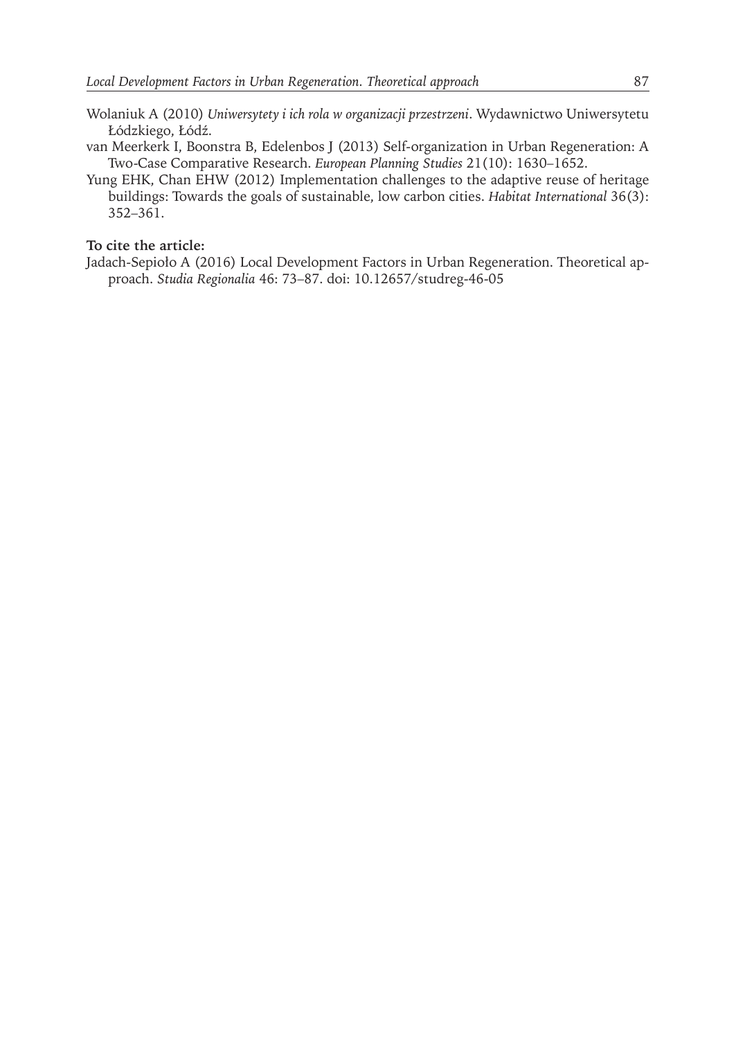Wolaniuk A (2010) *Uniwersytety i ich rola w organizacji przestrzeni*. Wydawnictwo Uniwersytetu Łódzkiego, Łódź.

van Meerkerk I, Boonstra B, Edelenbos J (2013) Self-organization in Urban Regeneration: A Two-Case Comparative Research. *European Planning Studies* 21(10): 1630–1652.

Yung EHK, Chan EHW (2012) Implementation challenges to the adaptive reuse of heritage buildings: Towards the goals of sustainable, low carbon cities. *Habitat International* 36(3): 352–361.

**To cite the article:**

Jadach-Sepioło A (2016) Local Development Factors in Urban Regeneration. Theoretical approach. *Studia Regionalia* 46: 73–87. doi: 10.12657/studreg-46-05